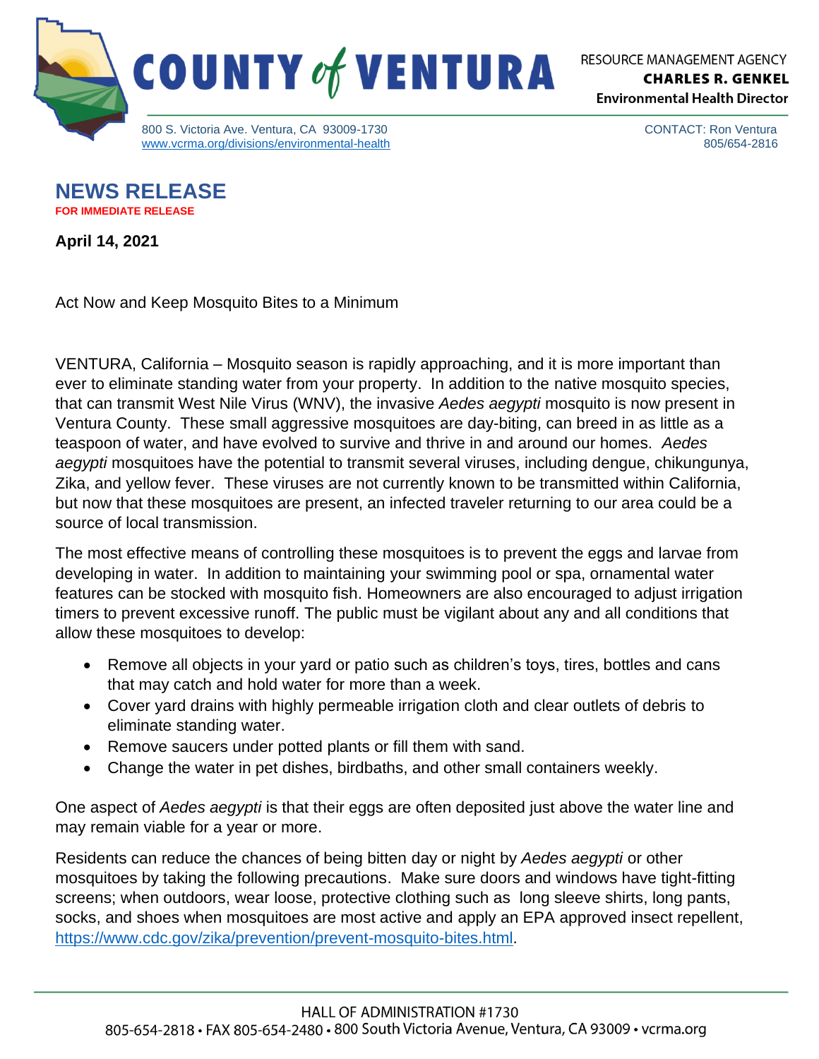# COUNTY of VENTURA

RESOURCE MANAGEMENT AGENCY
**CHARLES R. GENKEL**
**Environmental Health Director**

800 S. Victoria Ave. Ventura, CA 93009-1730
www.vcrma.org/divisions/environmental-health

CONTACT: Ron Ventura
805/654-2816

## NEWS RELEASE

**FOR IMMEDIATE RELEASE**

**April 14, 2021**

Act Now and Keep Mosquito Bites to a Minimum

VENTURA, California – Mosquito season is rapidly approaching, and it is more important than ever to eliminate standing water from your property. In addition to the native mosquito species, that can transmit West Nile Virus (WNV), the invasive *Aedes aegypti* mosquito is now present in Ventura County. These small aggressive mosquitoes are day-biting, can breed in as little as a teaspoon of water, and have evolved to survive and thrive in and around our homes. *Aedes aegypti* mosquitoes have the potential to transmit several viruses, including dengue, chikungunya, Zika, and yellow fever. These viruses are not currently known to be transmitted within California, but now that these mosquitoes are present, an infected traveler returning to our area could be a source of local transmission.

The most effective means of controlling these mosquitoes is to prevent the eggs and larvae from developing in water. In addition to maintaining your swimming pool or spa, ornamental water features can be stocked with mosquito fish. Homeowners are also encouraged to adjust irrigation timers to prevent excessive runoff. The public must be vigilant about any and all conditions that allow these mosquitoes to develop:

- Remove all objects in your yard or patio such as children's toys, tires, bottles and cans that may catch and hold water for more than a week.
- Cover yard drains with highly permeable irrigation cloth and clear outlets of debris to eliminate standing water.
- Remove saucers under potted plants or fill them with sand.
- Change the water in pet dishes, birdbaths, and other small containers weekly.

One aspect of *Aedes aegypti* is that their eggs are often deposited just above the water line and may remain viable for a year or more.

Residents can reduce the chances of being bitten day or night by *Aedes aegypti* or other mosquitoes by taking the following precautions. Make sure doors and windows have tight-fitting screens; when outdoors, wear loose, protective clothing such as long sleeve shirts, long pants, socks, and shoes when mosquitoes are most active and apply an EPA approved insect repellent, https://www.cdc.gov/zika/prevention/prevent-mosquito-bites.html.

HALL OF ADMINISTRATION #1730
805-654-2818 • FAX 805-654-2480 • 800 South Victoria Avenue, Ventura, CA 93009 • vcrma.org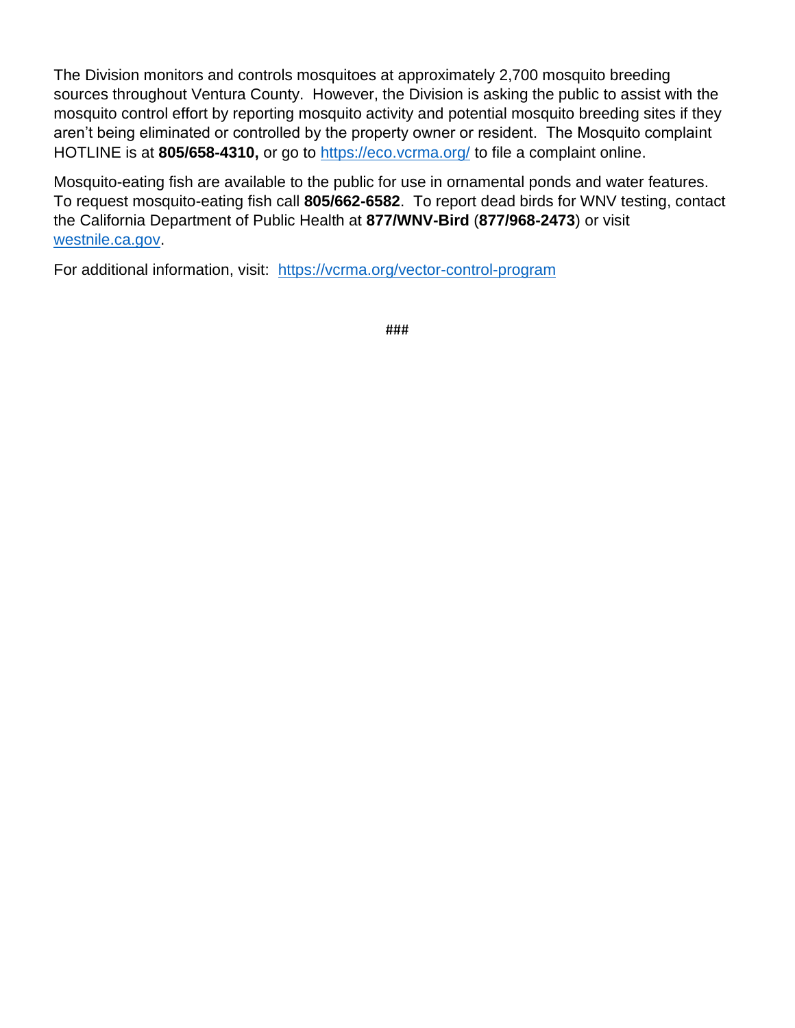The Division monitors and controls mosquitoes at approximately 2,700 mosquito breeding sources throughout Ventura County. However, the Division is asking the public to assist with the mosquito control effort by reporting mosquito activity and potential mosquito breeding sites if they aren't being eliminated or controlled by the property owner or resident. The Mosquito complaint HOTLINE is at **805/658-4310,** or go to https://eco.vcrma.org/ to file a complaint online.

Mosquito-eating fish are available to the public for use in ornamental ponds and water features. To request mosquito-eating fish call **805/662-6582**. To report dead birds for WNV testing, contact the California Department of Public Health at **877/WNV-Bird** (**877/968-2473**) or visit westnile.ca.gov.

For additional information, visit: https://vcrma.org/vector-control-program

###